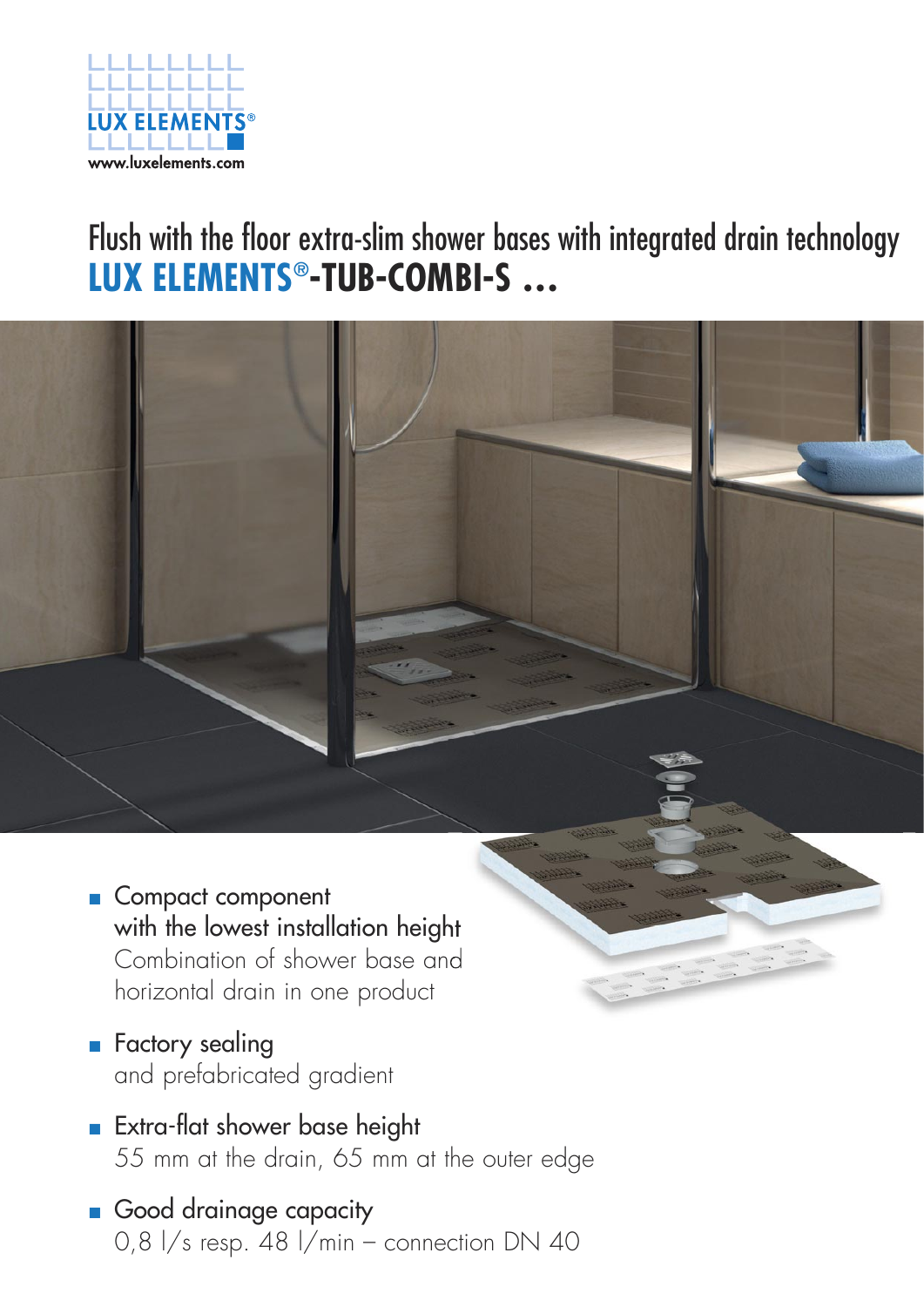LUX ELEMENTS®

www.luxelements.com

# Flush with the floor extra-slim shower bases with integrated drain technology

# LUX ELEMENTS®-TUB-COMBI-S ...

- **Compact component with the lowest installation height**
  Combination of shower base and horizontal drain in one product
- **Factory sealing**
  and prefabricated gradient
- **Extra-flat shower base height**
  55 mm at the drain, 65 mm at the outer edge
- **Good drainage capacity**
  0,8 l/s resp. 48 l/min – connection DN 40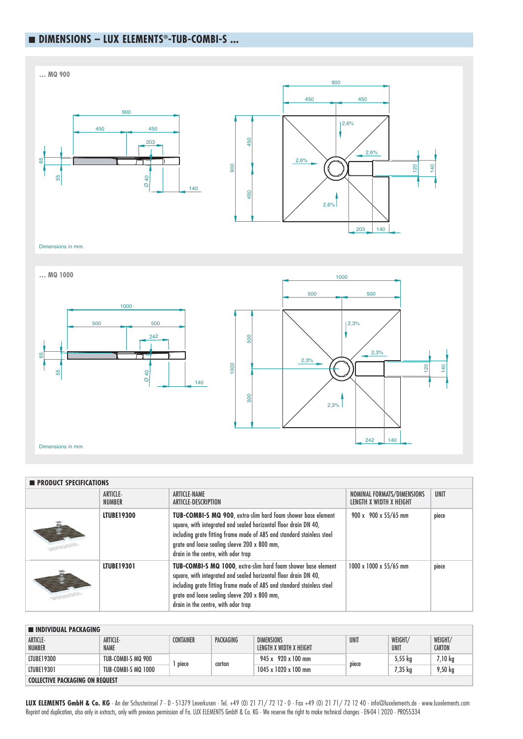## DIMENSIONS – LUX ELEMENTS®-TUB-COMBI-S ...

... MQ 900

900
450
450
203
65
55
Ø 40
140

900
450
450
2,6%
2,6%
2,6%
2,6%
900
450
450
120
140
203
140

Dimensions in mm.

... MQ 1000

1000
500
500
242
65
55
Ø 40
140

1000
500
500
2,3%
2,3%
2,3%
2,3%
1000
500
500
120
140
242
140

Dimensions in mm

## PRODUCT SPECIFICATIONS

| | ARTICLE-NUMBER | ARTICLE-NAME ARTICLE-DESCRIPTION | NOMINAL FORMATS/DIMENSIONS LENGTH X WIDTH X HEIGHT | UNIT |
|---|---|---|---|---|
| | **LTUBE19300** | **TUB-COMBI-S MQ 900**, extra-slim hard foam shower base element square, with integrated and sealed horizontal floor drain DN 40, including grate fitting frame of ABS and standard stainless steel grate and loose sealing sleeve 200 x 800 mm, drain in the centre, with odor trap | 900 x 900 x 55/65 mm | piece |
| | **LTUBE19301** | **TUB-COMBI-S MQ 1000**, extra-slim hard foam shower base element square, with integrated and sealed horizontal floor drain DN 40, including grate fitting frame of ABS and standard stainless steel grate and loose sealing sleeve 200 x 800 mm, drain in the centre, with odor trap | 1000 x 1000 x 55/65 mm | piece |

## INDIVIDUAL PACKAGING

| ARTICLE-NUMBER | ARTICLE-NAME | CONTAINER | PACKAGING | DIMENSIONS LENGTH X WIDTH X HEIGHT | UNIT | WEIGHT/ UNIT | WEIGHT/ CARTON |
|---|---|---|---|---|---|---|---|
| LTUBE19300 | TUB-COMBI-S MQ 900 | 1 piece | carton | 945 x 920 x 100 mm | piece | 5,55 kg | 7,10 kg |
| LTUBE19301 | TUB-COMBI-S MQ 1000 | | | 1045 x 1020 x 100 mm | | 7,35 kg | 9,50 kg |
| **COLLECTIVE PACKAGING ON REQUEST** | | | | | | | |

**LUX ELEMENTS GmbH & Co. KG** · An der Schusterinsel 7 · D - 51379 Leverkusen · Tel. +49 (0) 21 71/ 72 12 - 0 · Fax +49 (0) 21 71/ 72 12 40 · info@luxelements.de · www.luxelements.com
Reprint and duplication, also only in extracts, only with previous permission of Fa. LUX ELEMENTS GmbH & Co. KG · We reserve the right to make technical changes · EN-04 I 2020 · PROS5334